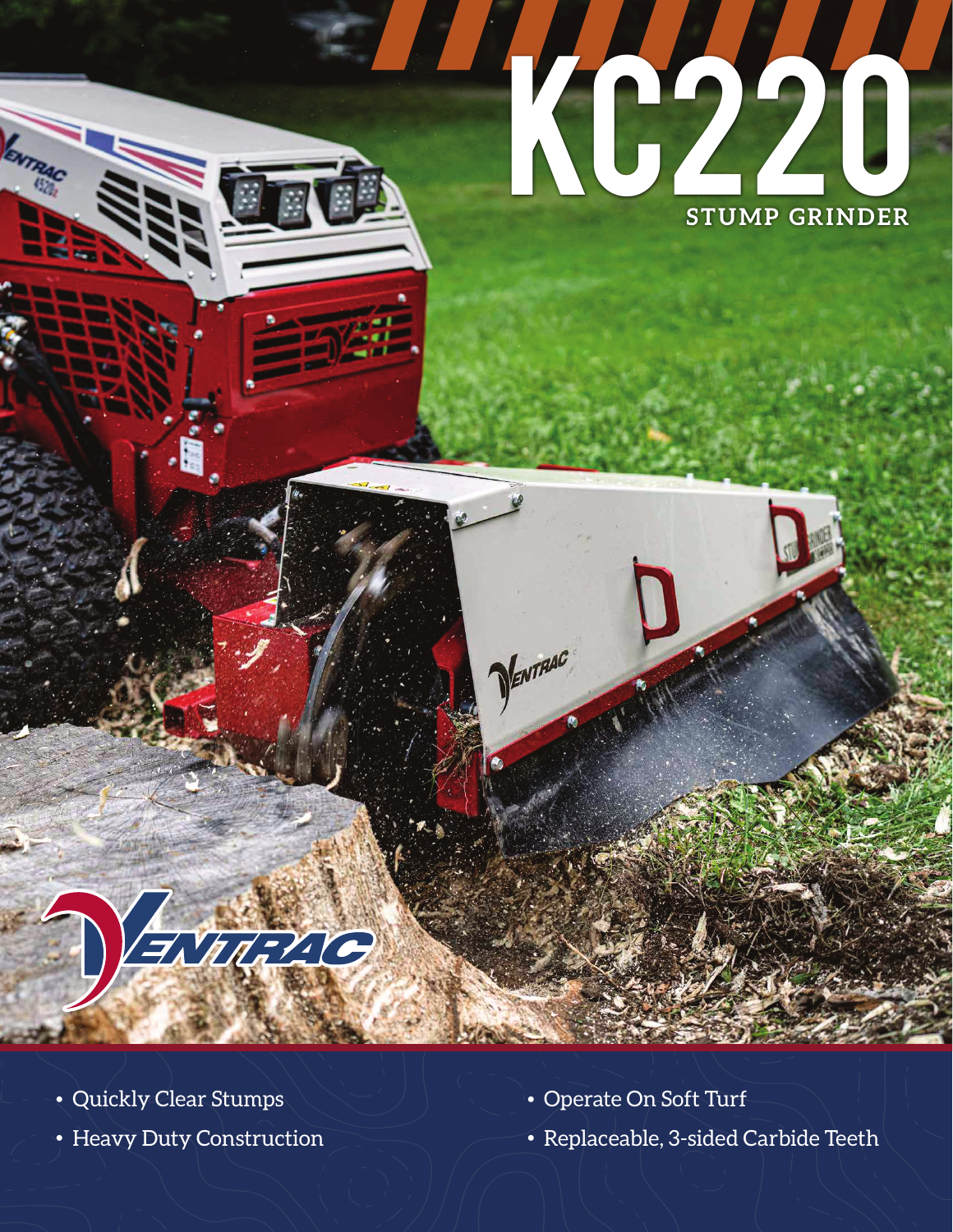# KC220

## STUMP GRINDER

- Quickly Clear Stumps
- Heavy Duty Construction
- Operate On Soft Turf
- Replaceable, 3-sided Carbide Teeth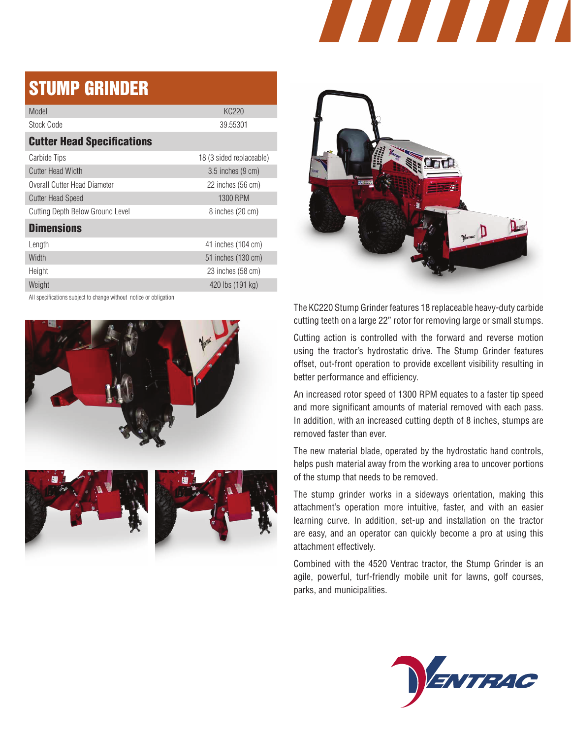# STUMP GRINDER

| | |
|---|---|
| Model | KC220 |
| Stock Code | 39.55301 |
| **Cutter Head Specifications** | |
| Carbide Tips | 18 (3 sided replaceable) |
| Cutter Head Width | 3.5 inches (9 cm) |
| Overall Cutter Head Diameter | 22 inches (56 cm) |
| Cutter Head Speed | 1300 RPM |
| Cutting Depth Below Ground Level | 8 inches (20 cm) |
| **Dimensions** | |
| Length | 41 inches (104 cm) |
| Width | 51 inches (130 cm) |
| Height | 23 inches (58 cm) |
| Weight | 420 lbs (191 kg) |

All specifications subject to change without notice or obligation

The KC220 Stump Grinder features 18 replaceable heavy-duty carbide cutting teeth on a large 22" rotor for removing large or small stumps.

Cutting action is controlled with the forward and reverse motion using the tractor's hydrostatic drive. The Stump Grinder features offset, out-front operation to provide excellent visibility resulting in better performance and efficiency.

An increased rotor speed of 1300 RPM equates to a faster tip speed and more significant amounts of material removed with each pass. In addition, with an increased cutting depth of 8 inches, stumps are removed faster than ever.

The new material blade, operated by the hydrostatic hand controls, helps push material away from the working area to uncover portions of the stump that needs to be removed.

The stump grinder works in a sideways orientation, making this attachment's operation more intuitive, faster, and with an easier learning curve. In addition, set-up and installation on the tractor are easy, and an operator can quickly become a pro at using this attachment effectively.

Combined with the 4520 Ventrac tractor, the Stump Grinder is an agile, powerful, turf-friendly mobile unit for lawns, golf courses, parks, and municipalities.

VENTRAC